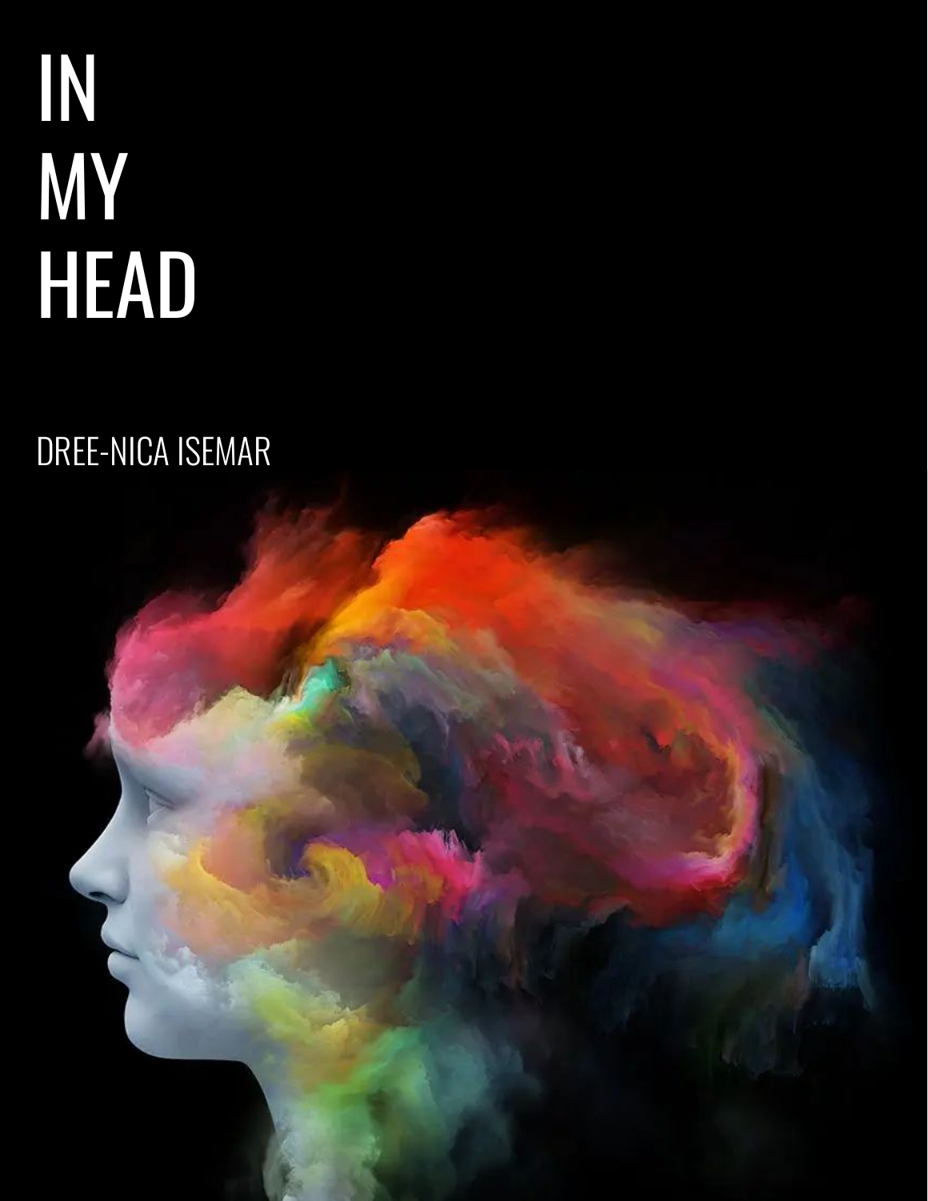# IN MY HEAD

DREE-NICA ISEMAR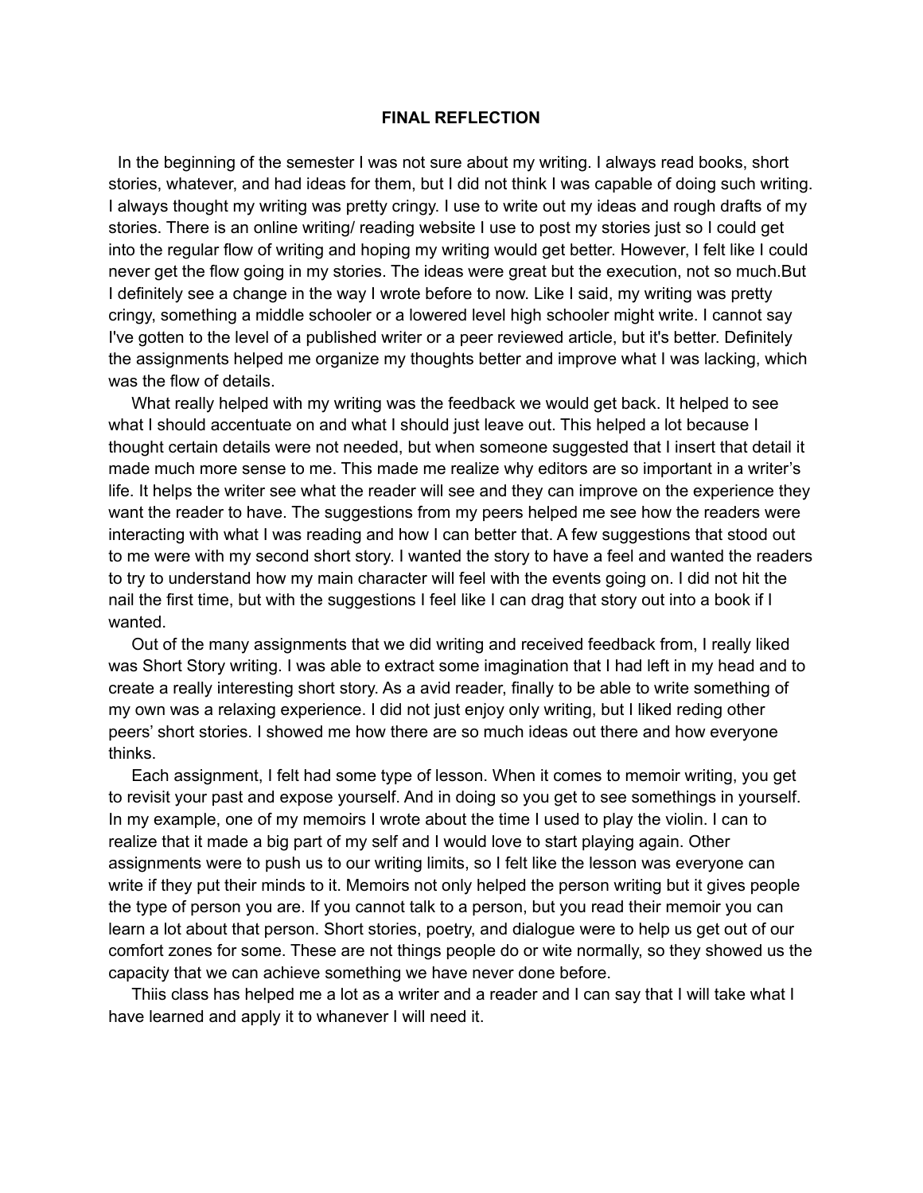**FINAL REFLECTION**

In the beginning of the semester I was not sure about my writing. I always read books, short stories, whatever, and had ideas for them, but I did not think I was capable of doing such writing. I always thought my writing was pretty cringy. I use to write out my ideas and rough drafts of my stories. There is an online writing/ reading website I use to post my stories just so I could get into the regular flow of writing and hoping my writing would get better. However, I felt like I could never get the flow going in my stories. The ideas were great but the execution, not so much.But I definitely see a change in the way I wrote before to now. Like I said, my writing was pretty cringy, something a middle schooler or a lowered level high schooler might write. I cannot say I've gotten to the level of a published writer or a peer reviewed article, but it's better. Definitely the assignments helped me organize my thoughts better and improve what I was lacking, which was the flow of details.

What really helped with my writing was the feedback we would get back. It helped to see what I should accentuate on and what I should just leave out. This helped a lot because I thought certain details were not needed, but when someone suggested that I insert that detail it made much more sense to me. This made me realize why editors are so important in a writer's life. It helps the writer see what the reader will see and they can improve on the experience they want the reader to have. The suggestions from my peers helped me see how the readers were interacting with what I was reading and how I can better that. A few suggestions that stood out to me were with my second short story. I wanted the story to have a feel and wanted the readers to try to understand how my main character will feel with the events going on. I did not hit the nail the first time, but with the suggestions I feel like I can drag that story out into a book if I wanted.

Out of the many assignments that we did writing and received feedback from, I really liked was Short Story writing. I was able to extract some imagination that I had left in my head and to create a really interesting short story. As a avid reader, finally to be able to write something of my own was a relaxing experience. I did not just enjoy only writing, but I liked reding other peers' short stories. I showed me how there are so much ideas out there and how everyone thinks.

Each assignment, I felt had some type of lesson. When it comes to memoir writing, you get to revisit your past and expose yourself. And in doing so you get to see somethings in yourself. In my example, one of my memoirs I wrote about the time I used to play the violin. I can to realize that it made a big part of my self and I would love to start playing again. Other assignments were to push us to our writing limits, so I felt like the lesson was everyone can write if they put their minds to it. Memoirs not only helped the person writing but it gives people the type of person you are. If you cannot talk to a person, but you read their memoir you can learn a lot about that person. Short stories, poetry, and dialogue were to help us get out of our comfort zones for some. These are not things people do or wite normally, so they showed us the capacity that we can achieve something we have never done before.

Thiis class has helped me a lot as a writer and a reader and I can say that I will take what I have learned and apply it to whanever I will need it.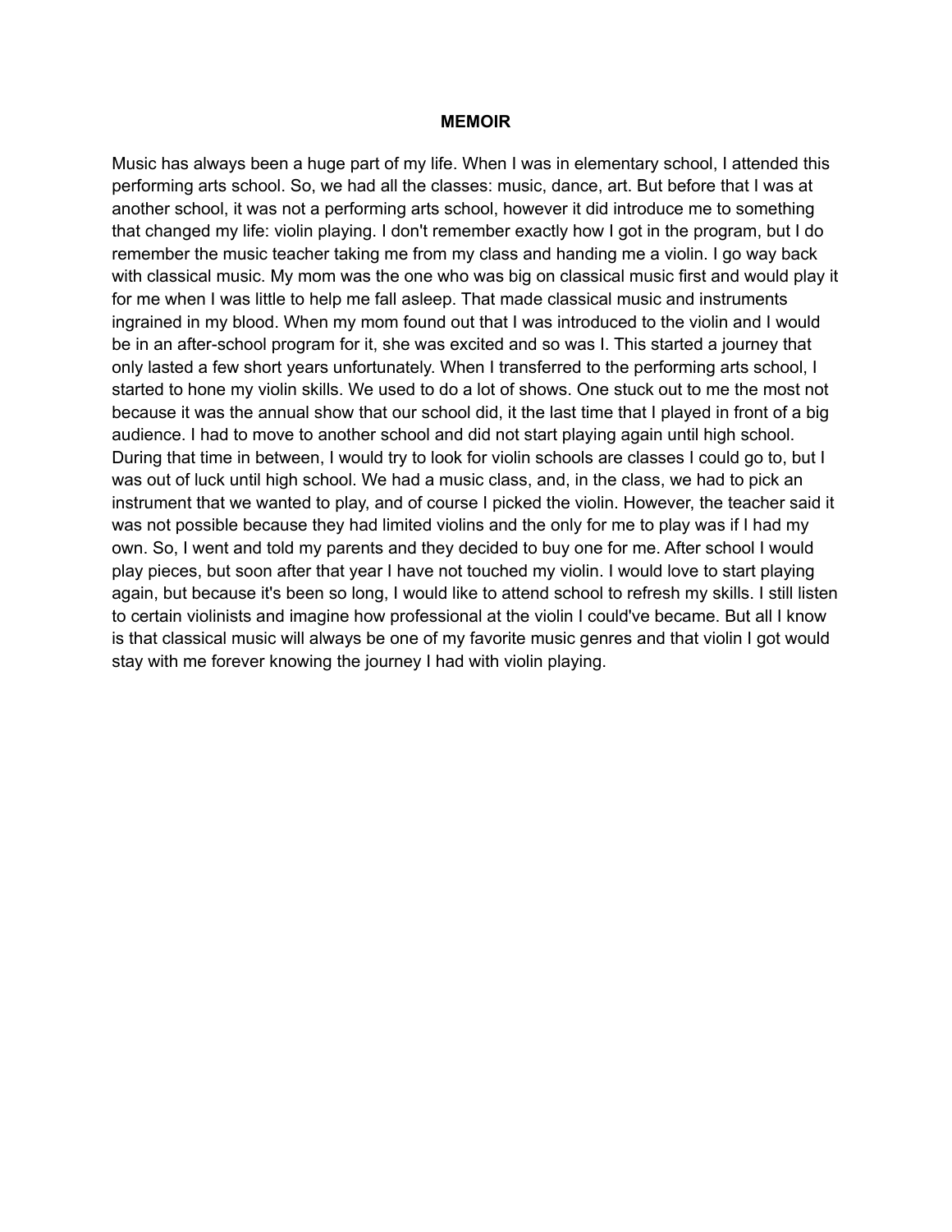**MEMOIR**

Music has always been a huge part of my life. When I was in elementary school, I attended this performing arts school. So, we had all the classes: music, dance, art. But before that I was at another school, it was not a performing arts school, however it did introduce me to something that changed my life: violin playing. I don't remember exactly how I got in the program, but I do remember the music teacher taking me from my class and handing me a violin. I go way back with classical music. My mom was the one who was big on classical music first and would play it for me when I was little to help me fall asleep. That made classical music and instruments ingrained in my blood. When my mom found out that I was introduced to the violin and I would be in an after-school program for it, she was excited and so was I. This started a journey that only lasted a few short years unfortunately. When I transferred to the performing arts school, I started to hone my violin skills. We used to do a lot of shows. One stuck out to me the most not because it was the annual show that our school did, it the last time that I played in front of a big audience. I had to move to another school and did not start playing again until high school. During that time in between, I would try to look for violin schools are classes I could go to, but I was out of luck until high school. We had a music class, and, in the class, we had to pick an instrument that we wanted to play, and of course I picked the violin. However, the teacher said it was not possible because they had limited violins and the only for me to play was if I had my own. So, I went and told my parents and they decided to buy one for me. After school I would play pieces, but soon after that year I have not touched my violin. I would love to start playing again, but because it's been so long, I would like to attend school to refresh my skills. I still listen to certain violinists and imagine how professional at the violin I could've became. But all I know is that classical music will always be one of my favorite music genres and that violin I got would stay with me forever knowing the journey I had with violin playing.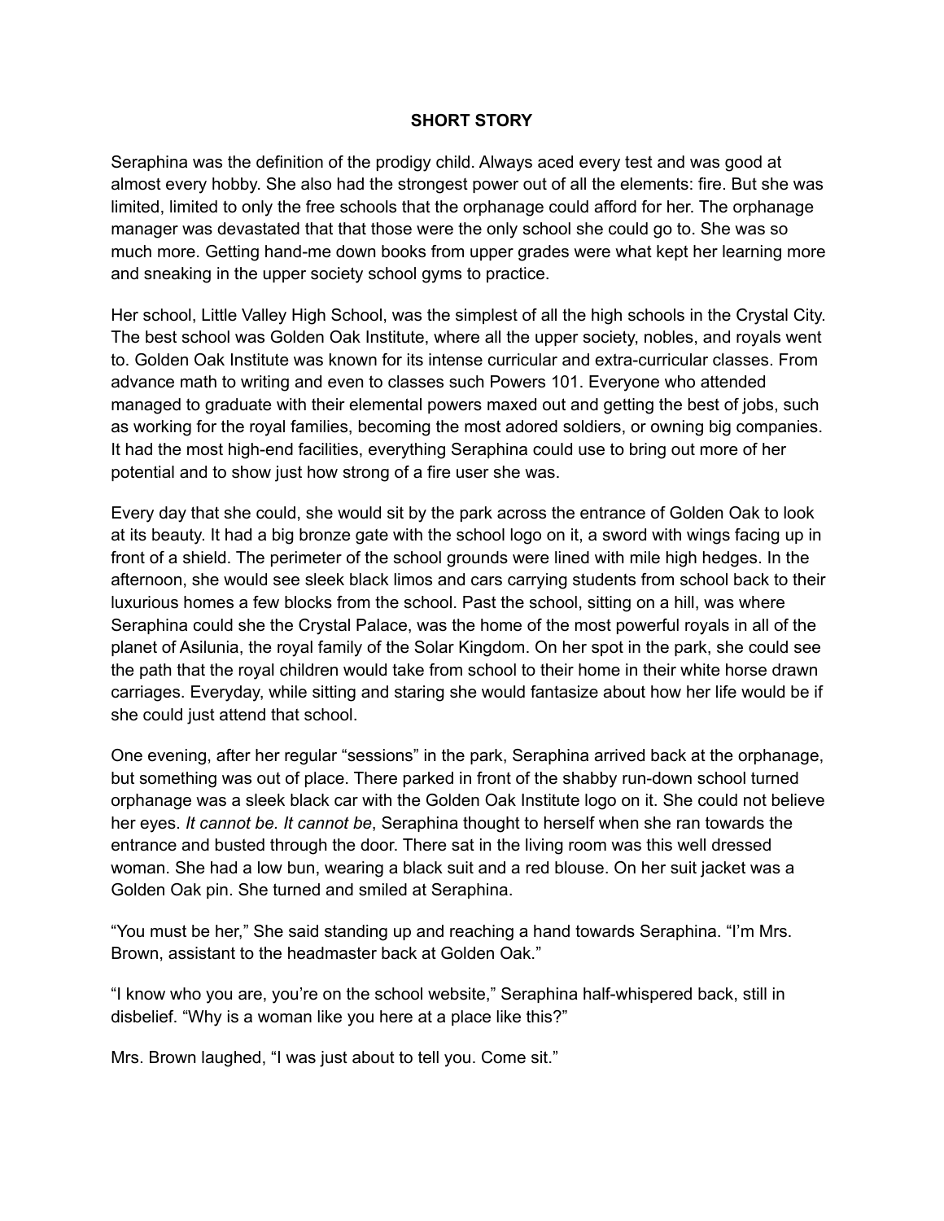**SHORT STORY**

Seraphina was the definition of the prodigy child. Always aced every test and was good at almost every hobby. She also had the strongest power out of all the elements: fire. But she was limited, limited to only the free schools that the orphanage could afford for her. The orphanage manager was devastated that that those were the only school she could go to. She was so much more. Getting hand-me down books from upper grades were what kept her learning more and sneaking in the upper society school gyms to practice.

Her school, Little Valley High School, was the simplest of all the high schools in the Crystal City. The best school was Golden Oak Institute, where all the upper society, nobles, and royals went to. Golden Oak Institute was known for its intense curricular and extra-curricular classes. From advance math to writing and even to classes such Powers 101. Everyone who attended managed to graduate with their elemental powers maxed out and getting the best of jobs, such as working for the royal families, becoming the most adored soldiers, or owning big companies. It had the most high-end facilities, everything Seraphina could use to bring out more of her potential and to show just how strong of a fire user she was.

Every day that she could, she would sit by the park across the entrance of Golden Oak to look at its beauty. It had a big bronze gate with the school logo on it, a sword with wings facing up in front of a shield. The perimeter of the school grounds were lined with mile high hedges. In the afternoon, she would see sleek black limos and cars carrying students from school back to their luxurious homes a few blocks from the school. Past the school, sitting on a hill, was where Seraphina could she the Crystal Palace, was the home of the most powerful royals in all of the planet of Asilunia, the royal family of the Solar Kingdom. On her spot in the park, she could see the path that the royal children would take from school to their home in their white horse drawn carriages. Everyday, while sitting and staring she would fantasize about how her life would be if she could just attend that school.

One evening, after her regular "sessions" in the park, Seraphina arrived back at the orphanage, but something was out of place. There parked in front of the shabby run-down school turned orphanage was a sleek black car with the Golden Oak Institute logo on it. She could not believe her eyes. *It cannot be. It cannot be*, Seraphina thought to herself when she ran towards the entrance and busted through the door. There sat in the living room was this well dressed woman. She had a low bun, wearing a black suit and a red blouse. On her suit jacket was a Golden Oak pin. She turned and smiled at Seraphina.

"You must be her," She said standing up and reaching a hand towards Seraphina. "I'm Mrs. Brown, assistant to the headmaster back at Golden Oak."

"I know who you are, you're on the school website," Seraphina half-whispered back, still in disbelief. "Why is a woman like you here at a place like this?"

Mrs. Brown laughed, "I was just about to tell you. Come sit."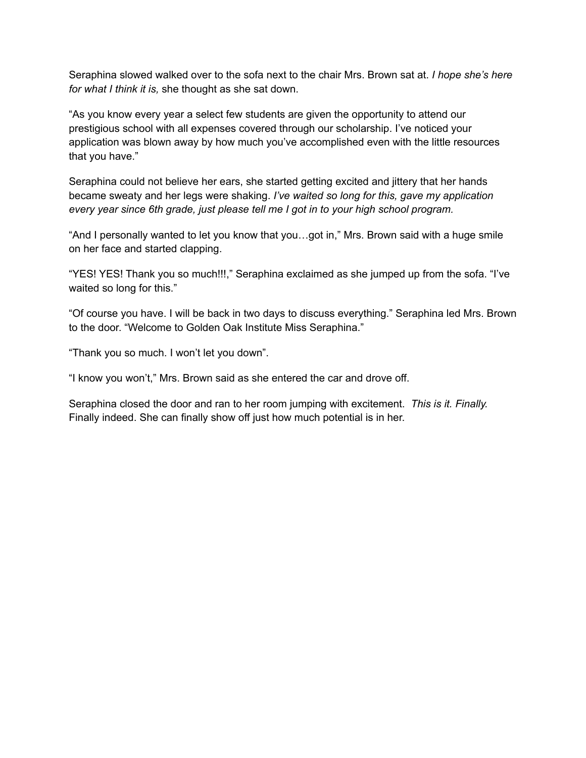Seraphina slowed walked over to the sofa next to the chair Mrs. Brown sat at. *I hope she's here for what I think it is,* she thought as she sat down.

"As you know every year a select few students are given the opportunity to attend our prestigious school with all expenses covered through our scholarship. I've noticed your application was blown away by how much you've accomplished even with the little resources that you have."

Seraphina could not believe her ears, she started getting excited and jittery that her hands became sweaty and her legs were shaking. *I've waited so long for this, gave my application every year since 6th grade, just please tell me I got in to your high school program.*

"And I personally wanted to let you know that you…got in," Mrs. Brown said with a huge smile on her face and started clapping.

"YES! YES! Thank you so much!!!," Seraphina exclaimed as she jumped up from the sofa. "I've waited so long for this."

"Of course you have. I will be back in two days to discuss everything." Seraphina led Mrs. Brown to the door. "Welcome to Golden Oak Institute Miss Seraphina."

"Thank you so much. I won't let you down".

"I know you won't," Mrs. Brown said as she entered the car and drove off.

Seraphina closed the door and ran to her room jumping with excitement. *This is it. Finally.* Finally indeed. She can finally show off just how much potential is in her.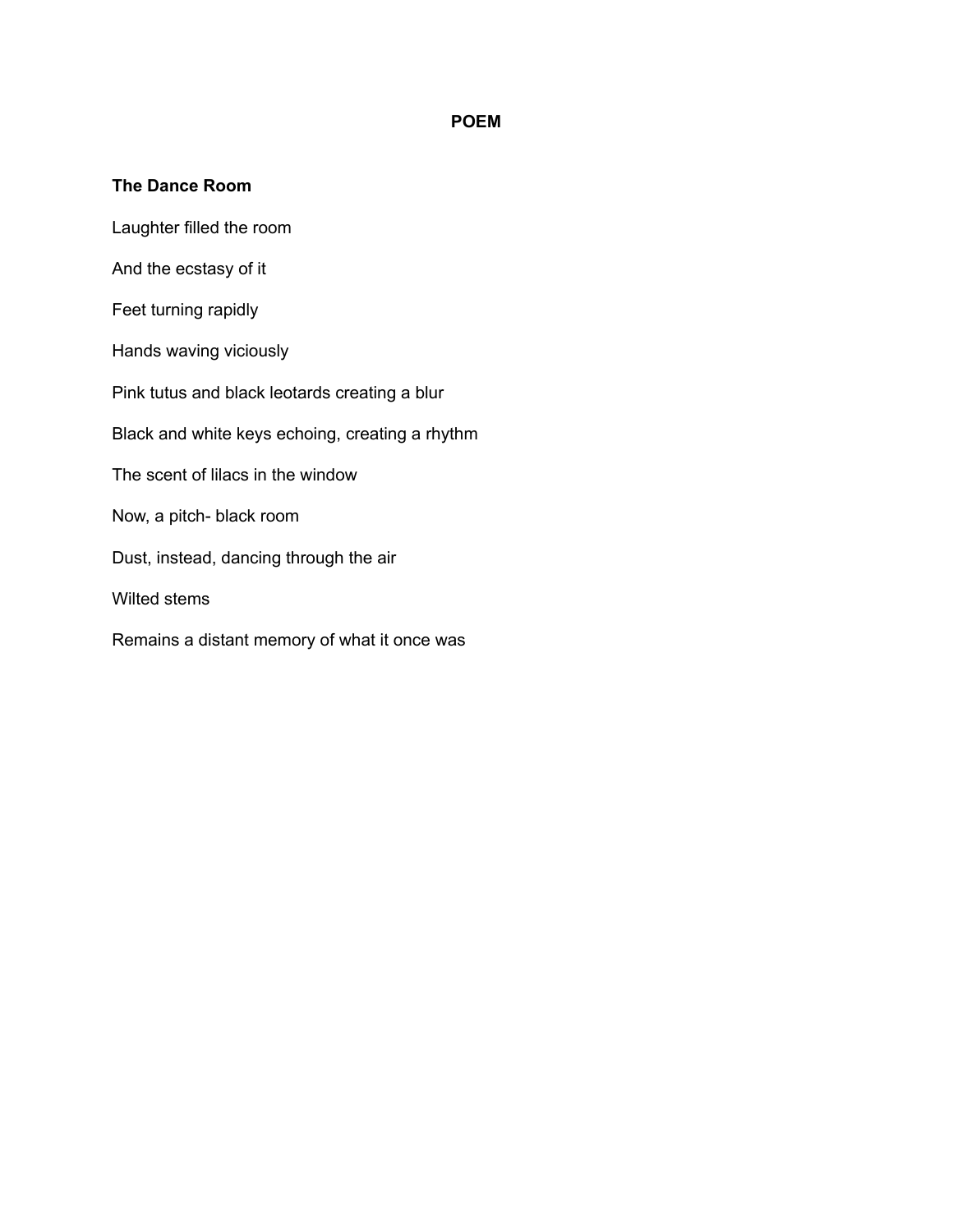# POEM

**The Dance Room**

Laughter filled the room

And the ecstasy of it

Feet turning rapidly

Hands waving viciously

Pink tutus and black leotards creating a blur

Black and white keys echoing, creating a rhythm

The scent of lilacs in the window

Now, a pitch- black room

Dust, instead, dancing through the air

Wilted stems

Remains a distant memory of what it once was